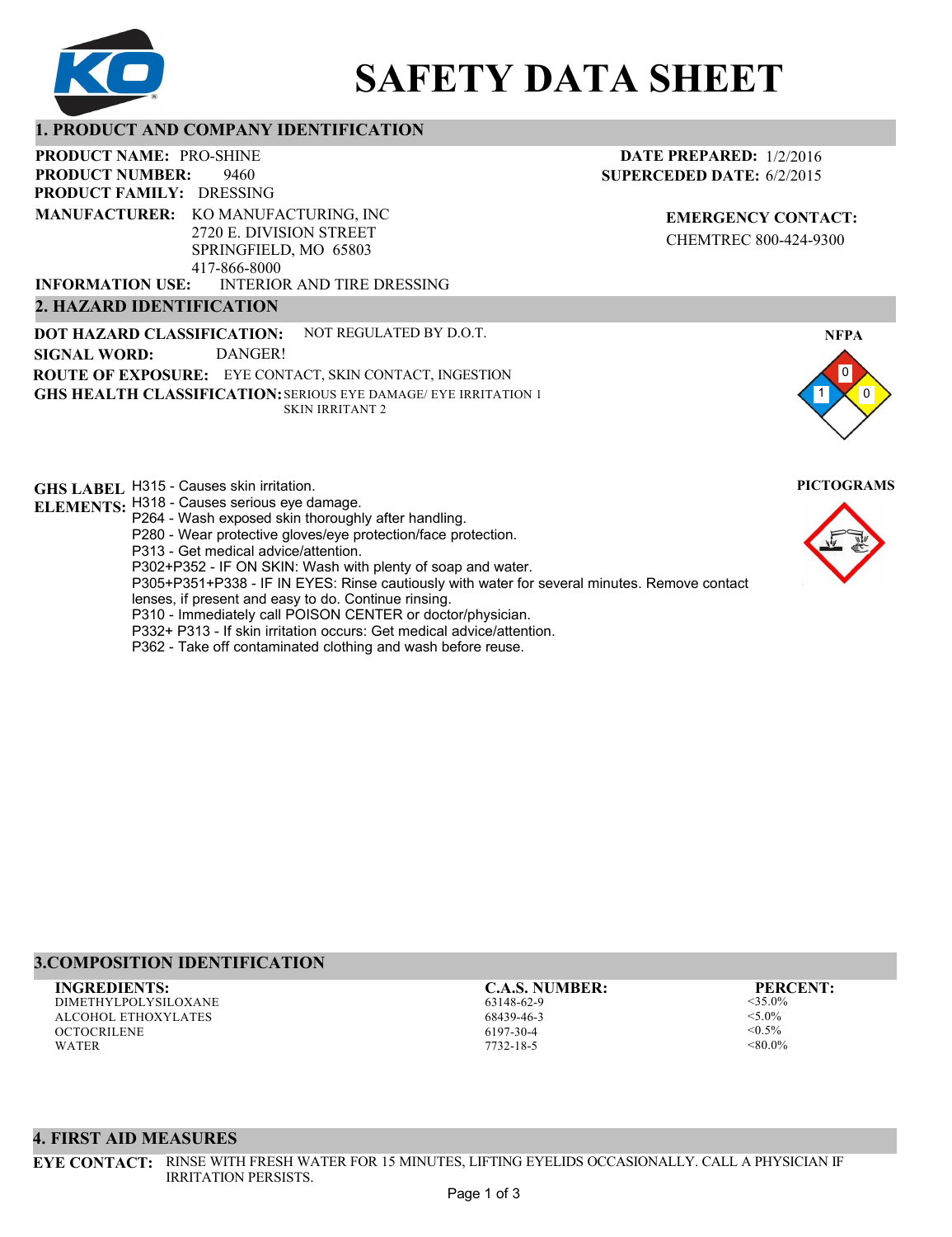# SAFETY DATA SHEET

## 1. PRODUCT AND COMPANY IDENTIFICATION

**PRODUCT NAME:** PRO-SHINE
**PRODUCT NUMBER:** 9460
**PRODUCT FAMILY:** DRESSING
**MANUFACTURER:** KO MANUFACTURING, INC
2720 E. DIVISION STREET
SPRINGFIELD, MO 65803
417-866-8000
**INFORMATION USE:** INTERIOR AND TIRE DRESSING

**DATE PREPARED:** 1/2/2016
**SUPERCEDED DATE:** 6/2/2015

**EMERGENCY CONTACT:**
CHEMTREC 800-424-9300

## 2. HAZARD IDENTIFICATION

**DOT HAZARD CLASSIFICATION:** NOT REGULATED BY D.O.T.
**SIGNAL WORD:** DANGER!
**ROUTE OF EXPOSURE:** EYE CONTACT, SKIN CONTACT, INGESTION
**GHS HEALTH CLASSIFICATION:** SERIOUS EYE DAMAGE/ EYE IRRITATION 1
SKIN IRRITANT 2

**NFPA**
Health: 1
Flammability: 0
Reactivity: 0

**GHS LABEL ELEMENTS:**
H315 - Causes skin irritation.
H318 - Causes serious eye damage.
P264 - Wash exposed skin thoroughly after handling.
P280 - Wear protective gloves/eye protection/face protection.
P313 - Get medical advice/attention.
P302+P352 - IF ON SKIN: Wash with plenty of soap and water.
P305+P351+P338 - IF IN EYES: Rinse cautiously with water for several minutes. Remove contact lenses, if present and easy to do. Continue rinsing.
P310 - Immediately call POISON CENTER or doctor/physician.
P332+ P313 - If skin irritation occurs: Get medical advice/attention.
P362 - Take off contaminated clothing and wash before reuse.

**PICTOGRAMS**

## 3.COMPOSITION IDENTIFICATION

| INGREDIENTS: | C.A.S. NUMBER: | PERCENT: |
|---|---|---|
| DIMETHYLPOLYSILOXANE | 63148-62-9 | <35.0% |
| ALCOHOL ETHOXYLATES | 68439-46-3 | <5.0% |
| OCTOCRILENE | 6197-30-4 | <0.5% |
| WATER | 7732-18-5 | <80.0% |

## 4. FIRST AID MEASURES

**EYE CONTACT:** RINSE WITH FRESH WATER FOR 15 MINUTES, LIFTING EYELIDS OCCASIONALLY. CALL A PHYSICIAN IF IRRITATION PERSISTS.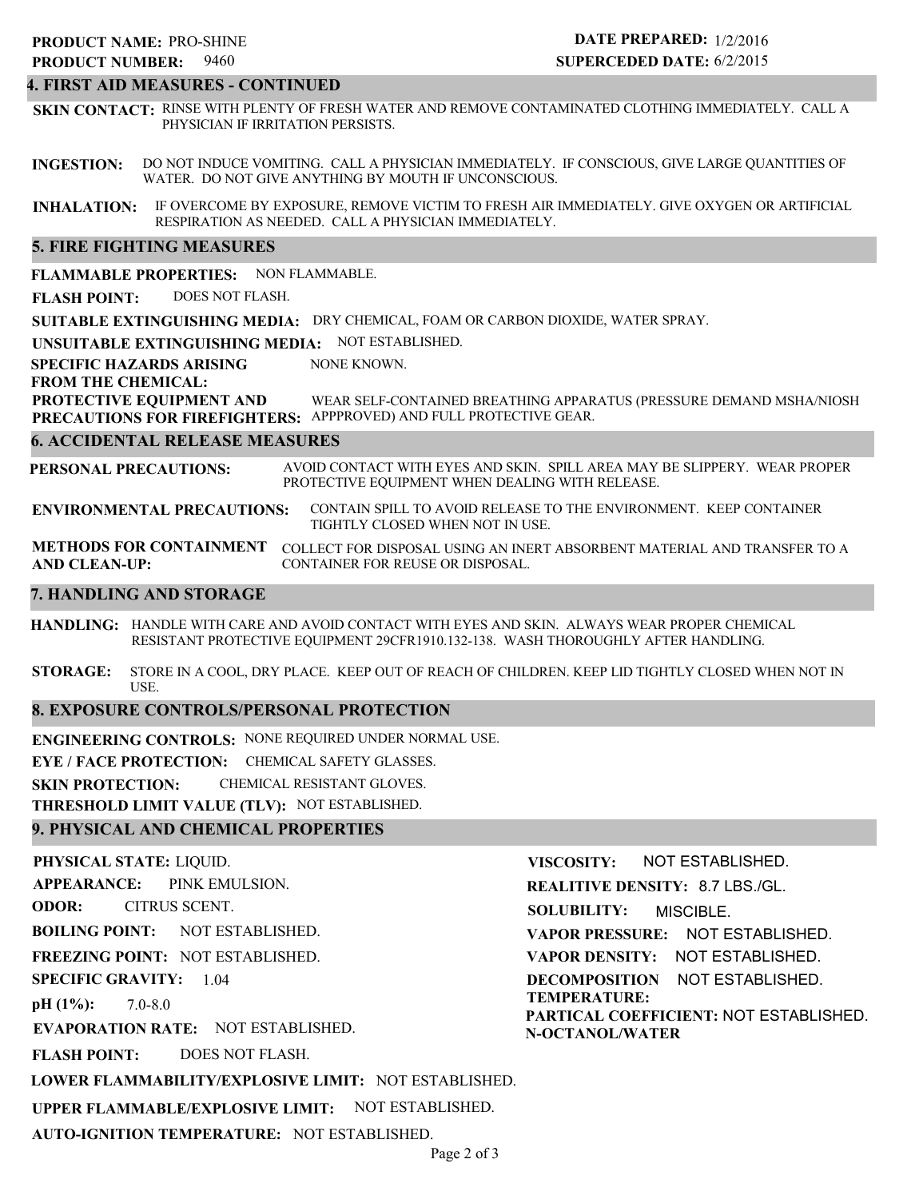**PRODUCT NAME:** PRO-SHINE
**PRODUCT NUMBER:** 9460

**DATE PREPARED:** 1/2/2016
**SUPERCEDED DATE:** 6/2/2015

## 4. FIRST AID MEASURES - CONTINUED

**SKIN CONTACT:** RINSE WITH PLENTY OF FRESH WATER AND REMOVE CONTAMINATED CLOTHING IMMEDIATELY. CALL A PHYSICIAN IF IRRITATION PERSISTS.

**INGESTION:** DO NOT INDUCE VOMITING. CALL A PHYSICIAN IMMEDIATELY. IF CONSCIOUS, GIVE LARGE QUANTITIES OF WATER. DO NOT GIVE ANYTHING BY MOUTH IF UNCONSCIOUS.

**INHALATION:** IF OVERCOME BY EXPOSURE, REMOVE VICTIM TO FRESH AIR IMMEDIATELY. GIVE OXYGEN OR ARTIFICIAL RESPIRATION AS NEEDED. CALL A PHYSICIAN IMMEDIATELY.

## 5. FIRE FIGHTING MEASURES

**FLAMMABLE PROPERTIES:** NON FLAMMABLE.

**FLASH POINT:** DOES NOT FLASH.

**SUITABLE EXTINGUISHING MEDIA:** DRY CHEMICAL, FOAM OR CARBON DIOXIDE, WATER SPRAY.

**UNSUITABLE EXTINGUISHING MEDIA:** NOT ESTABLISHED.

**SPECIFIC HAZARDS ARISING FROM THE CHEMICAL:** NONE KNOWN.

**PROTECTIVE EQUIPMENT AND PRECAUTIONS FOR FIREFIGHTERS:** WEAR SELF-CONTAINED BREATHING APPARATUS (PRESSURE DEMAND MSHA/NIOSH APPPROVED) AND FULL PROTECTIVE GEAR.

## 6. ACCIDENTAL RELEASE MEASURES

**PERSONAL PRECAUTIONS:** AVOID CONTACT WITH EYES AND SKIN. SPILL AREA MAY BE SLIPPERY. WEAR PROPER PROTECTIVE EQUIPMENT WHEN DEALING WITH RELEASE.

**ENVIRONMENTAL PRECAUTIONS:** CONTAIN SPILL TO AVOID RELEASE TO THE ENVIRONMENT. KEEP CONTAINER TIGHTLY CLOSED WHEN NOT IN USE.

**METHODS FOR CONTAINMENT AND CLEAN-UP:** COLLECT FOR DISPOSAL USING AN INERT ABSORBENT MATERIAL AND TRANSFER TO A CONTAINER FOR REUSE OR DISPOSAL.

## 7. HANDLING AND STORAGE

**HANDLING:** HANDLE WITH CARE AND AVOID CONTACT WITH EYES AND SKIN. ALWAYS WEAR PROPER CHEMICAL RESISTANT PROTECTIVE EQUIPMENT 29CFR1910.132-138. WASH THOROUGHLY AFTER HANDLING.

**STORAGE:** STORE IN A COOL, DRY PLACE. KEEP OUT OF REACH OF CHILDREN. KEEP LID TIGHTLY CLOSED WHEN NOT IN USE.

## 8. EXPOSURE CONTROLS/PERSONAL PROTECTION

**ENGINEERING CONTROLS:** NONE REQUIRED UNDER NORMAL USE.

**EYE / FACE PROTECTION:** CHEMICAL SAFETY GLASSES.

**SKIN PROTECTION:** CHEMICAL RESISTANT GLOVES.

**THRESHOLD LIMIT VALUE (TLV):** NOT ESTABLISHED.

## 9. PHYSICAL AND CHEMICAL PROPERTIES

**PHYSICAL STATE:** LIQUID.

**APPEARANCE:** PINK EMULSION.

**ODOR:** CITRUS SCENT.

**BOILING POINT:** NOT ESTABLISHED.

**FREEZING POINT:** NOT ESTABLISHED.

**SPECIFIC GRAVITY:** 1.04

**pH (1%):** 7.0-8.0

**EVAPORATION RATE:** NOT ESTABLISHED.

**FLASH POINT:** DOES NOT FLASH.

**LOWER FLAMMABILITY/EXPLOSIVE LIMIT:** NOT ESTABLISHED.

**UPPER FLAMMABLE/EXPLOSIVE LIMIT:** NOT ESTABLISHED.

**AUTO-IGNITION TEMPERATURE:** NOT ESTABLISHED.

**VISCOSITY:** NOT ESTABLISHED.

**REALITIVE DENSITY:** 8.7 LBS./GL.

**SOLUBILITY:** MISCIBLE.

**VAPOR PRESSURE:** NOT ESTABLISHED.

**VAPOR DENSITY:** NOT ESTABLISHED.

**DECOMPOSITION TEMPERATURE:** NOT ESTABLISHED.

**PARTICAL COEFFICIENT: N-OCTANOL/WATER** NOT ESTABLISHED.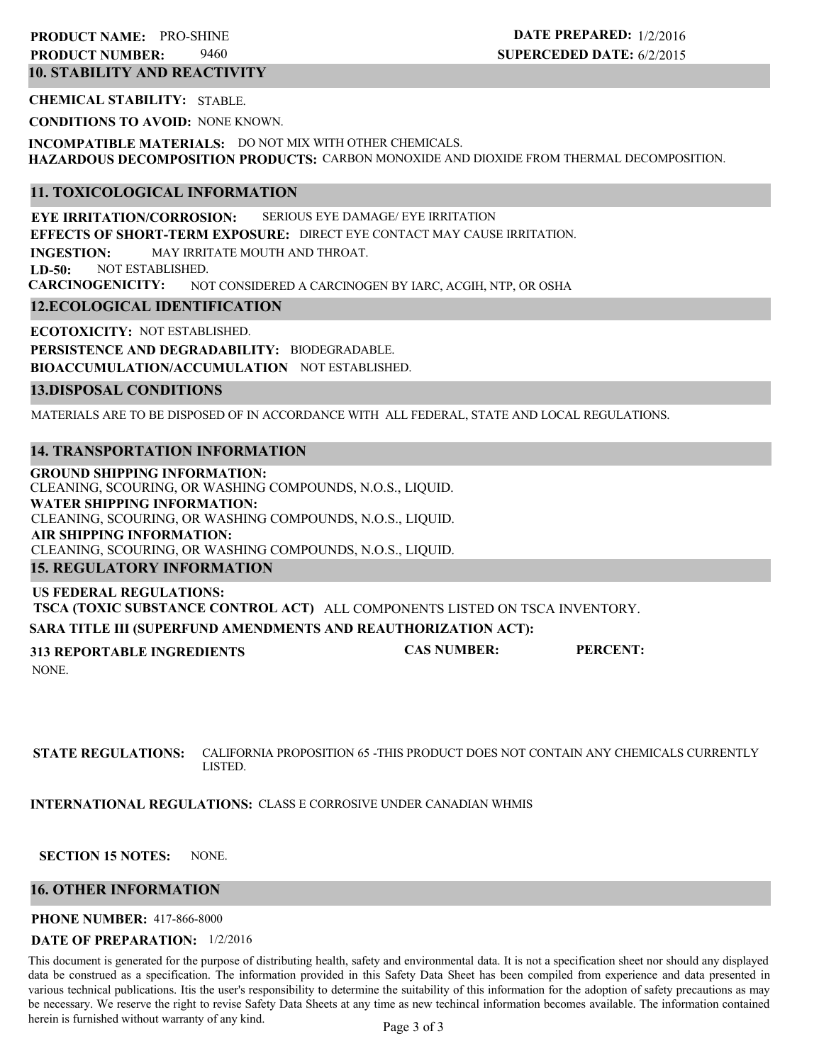**PRODUCT NAME:** PRO-SHINE
**PRODUCT NUMBER:** 9460

**DATE PREPARED:** 1/2/2016
**SUPERCEDED DATE:** 6/2/2015

## 10. STABILITY AND REACTIVITY

**CHEMICAL STABILITY:** STABLE.

**CONDITIONS TO AVOID:** NONE KNOWN.

**INCOMPATIBLE MATERIALS:** DO NOT MIX WITH OTHER CHEMICALS.

**HAZARDOUS DECOMPOSITION PRODUCTS:** CARBON MONOXIDE AND DIOXIDE FROM THERMAL DECOMPOSITION.

## 11. TOXICOLOGICAL INFORMATION

**EYE IRRITATION/CORROSION:** SERIOUS EYE DAMAGE/ EYE IRRITATION

**EFFECTS OF SHORT-TERM EXPOSURE:** DIRECT EYE CONTACT MAY CAUSE IRRITATION.

**INGESTION:** MAY IRRITATE MOUTH AND THROAT.

**LD-50:** NOT ESTABLISHED.

**CARCINOGENICITY:** NOT CONSIDERED A CARCINOGEN BY IARC, ACGIH, NTP, OR OSHA

## 12.ECOLOGICAL IDENTIFICATION

**ECOTOXICITY:** NOT ESTABLISHED.

**PERSISTENCE AND DEGRADABILITY:** BIODEGRADABLE.

**BIOACCUMULATION/ACCUMULATION** NOT ESTABLISHED.

## 13.DISPOSAL CONDITIONS

MATERIALS ARE TO BE DISPOSED OF IN ACCORDANCE WITH ALL FEDERAL, STATE AND LOCAL REGULATIONS.

## 14. TRANSPORTATION INFORMATION

**GROUND SHIPPING INFORMATION:**
CLEANING, SCOURING, OR WASHING COMPOUNDS, N.O.S., LIQUID.

**WATER SHIPPING INFORMATION:**
CLEANING, SCOURING, OR WASHING COMPOUNDS, N.O.S., LIQUID.

**AIR SHIPPING INFORMATION:**
CLEANING, SCOURING, OR WASHING COMPOUNDS, N.O.S., LIQUID.

## 15. REGULATORY INFORMATION

**US FEDERAL REGULATIONS:**

**TSCA (TOXIC SUBSTANCE CONTROL ACT)** ALL COMPONENTS LISTED ON TSCA INVENTORY.

**SARA TITLE III (SUPERFUND AMENDMENTS AND REAUTHORIZATION ACT):**

| 313 REPORTABLE INGREDIENTS | CAS NUMBER: | PERCENT: |
| --- | --- | --- |
| NONE. | | |

**STATE REGULATIONS:** CALIFORNIA PROPOSITION 65 -THIS PRODUCT DOES NOT CONTAIN ANY CHEMICALS CURRENTLY LISTED.

**INTERNATIONAL REGULATIONS:** CLASS E CORROSIVE UNDER CANADIAN WHMIS

**SECTION 15 NOTES:** NONE.

## 16. OTHER INFORMATION

**PHONE NUMBER:** 417-866-8000

**DATE OF PREPARATION:** 1/2/2016

This document is generated for the purpose of distributing health, safety and environmental data. It is not a specification sheet nor should any displayed data be construed as a specification. The information provided in this Safety Data Sheet has been compiled from experience and data presented in various technical publications. Itis the user's responsibility to determine the suitability of this information for the adoption of safety precautions as may be necessary. We reserve the right to revise Safety Data Sheets at any time as new techincal information becomes available. The information contained herein is furnished without warranty of any kind.